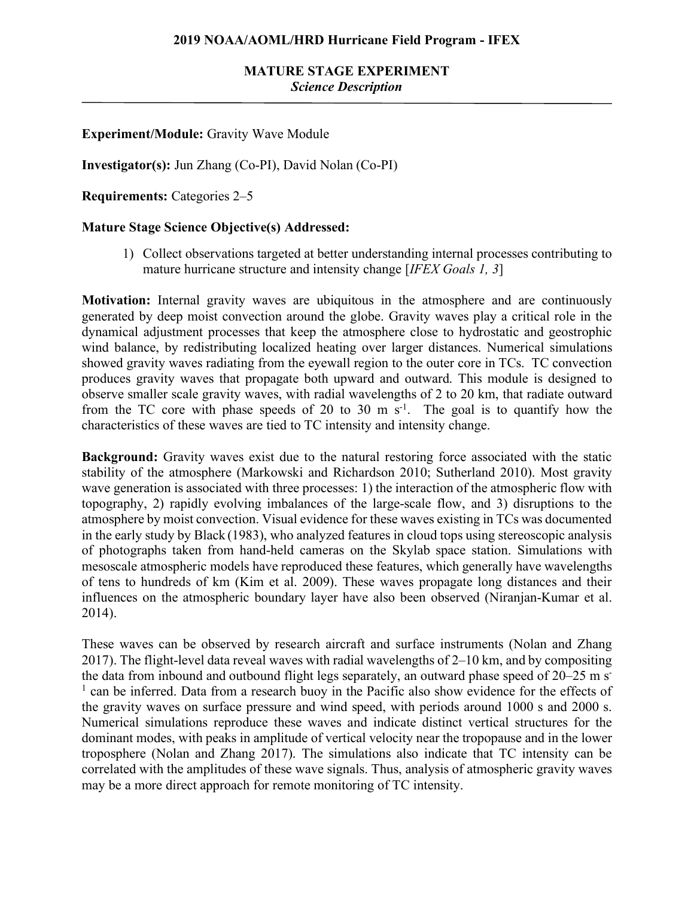# 2019 NOAA/AOML/HRD Hurricane Field Program - IFEX

## MATURE STAGE EXPERIMENT

*Science Description*

**Experiment/Module:** Gravity Wave Module

**Investigator(s):** Jun Zhang (Co-PI), David Nolan (Co-PI)

**Requirements:** Categories 2–5

**Mature Stage Science Objective(s) Addressed:**

1) Collect observations targeted at better understanding internal processes contributing to mature hurricane structure and intensity change [*IFEX Goals 1, 3*]

**Motivation:** Internal gravity waves are ubiquitous in the atmosphere and are continuously generated by deep moist convection around the globe. Gravity waves play a critical role in the dynamical adjustment processes that keep the atmosphere close to hydrostatic and geostrophic wind balance, by redistributing localized heating over larger distances. Numerical simulations showed gravity waves radiating from the eyewall region to the outer core in TCs. TC convection produces gravity waves that propagate both upward and outward. This module is designed to observe smaller scale gravity waves, with radial wavelengths of 2 to 20 km, that radiate outward from the TC core with phase speeds of 20 to 30 m $s^{-1}$. The goal is to quantify how the characteristics of these waves are tied to TC intensity and intensity change.

**Background:** Gravity waves exist due to the natural restoring force associated with the static stability of the atmosphere (Markowski and Richardson 2010; Sutherland 2010). Most gravity wave generation is associated with three processes: 1) the interaction of the atmospheric flow with topography, 2) rapidly evolving imbalances of the large-scale flow, and 3) disruptions to the atmosphere by moist convection. Visual evidence for these waves existing in TCs was documented in the early study by Black (1983), who analyzed features in cloud tops using stereoscopic analysis of photographs taken from hand-held cameras on the Skylab space station. Simulations with mesoscale atmospheric models have reproduced these features, which generally have wavelengths of tens to hundreds of km (Kim et al. 2009). These waves propagate long distances and their influences on the atmospheric boundary layer have also been observed (Niranjan-Kumar et al. 2014).

These waves can be observed by research aircraft and surface instruments (Nolan and Zhang 2017). The flight-level data reveal waves with radial wavelengths of 2–10 km, and by compositing the data from inbound and outbound flight legs separately, an outward phase speed of 20–25 m $s^{-1}$ can be inferred. Data from a research buoy in the Pacific also show evidence for the effects of the gravity waves on surface pressure and wind speed, with periods around 1000 s and 2000 s. Numerical simulations reproduce these waves and indicate distinct vertical structures for the dominant modes, with peaks in amplitude of vertical velocity near the tropopause and in the lower troposphere (Nolan and Zhang 2017). The simulations also indicate that TC intensity can be correlated with the amplitudes of these wave signals. Thus, analysis of atmospheric gravity waves may be a more direct approach for remote monitoring of TC intensity.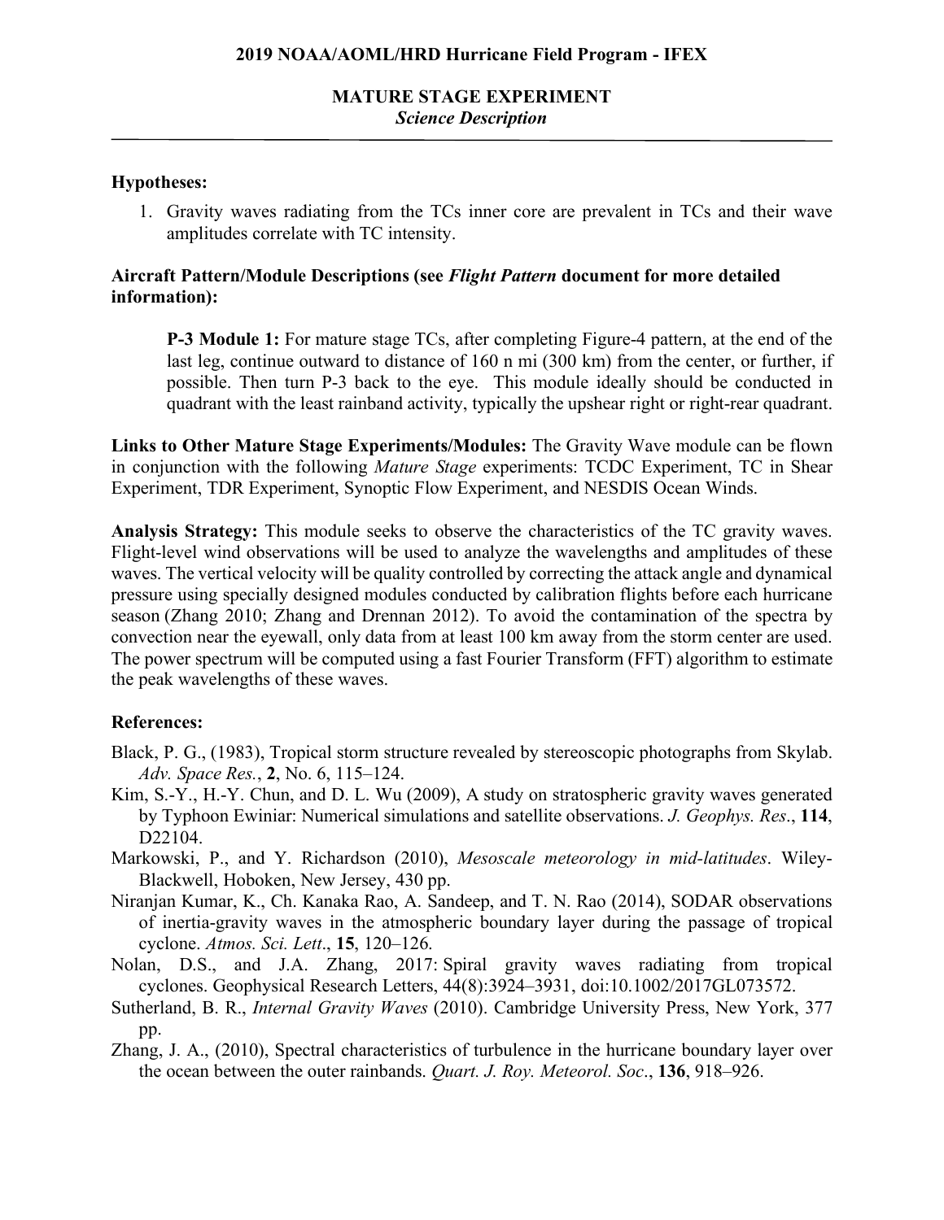**2019 NOAA/AOML/HRD Hurricane Field Program - IFEX**

**MATURE STAGE EXPERIMENT**
***Science Description***

**Hypotheses:**

1. Gravity waves radiating from the TCs inner core are prevalent in TCs and their wave amplitudes correlate with TC intensity.

**Aircraft Pattern/Module Descriptions (see *Flight Pattern* document for more detailed information):**

> **P-3 Module 1:** For mature stage TCs, after completing Figure-4 pattern, at the end of the last leg, continue outward to distance of 160 n mi (300 km) from the center, or further, if possible. Then turn P-3 back to the eye. This module ideally should be conducted in quadrant with the least rainband activity, typically the upshear right or right-rear quadrant.

**Links to Other Mature Stage Experiments/Modules:** The Gravity Wave module can be flown in conjunction with the following *Mature Stage* experiments: TCDC Experiment, TC in Shear Experiment, TDR Experiment, Synoptic Flow Experiment, and NESDIS Ocean Winds.

**Analysis Strategy:** This module seeks to observe the characteristics of the TC gravity waves. Flight-level wind observations will be used to analyze the wavelengths and amplitudes of these waves. The vertical velocity will be quality controlled by correcting the attack angle and dynamical pressure using specially designed modules conducted by calibration flights before each hurricane season (Zhang 2010; Zhang and Drennan 2012). To avoid the contamination of the spectra by convection near the eyewall, only data from at least 100 km away from the storm center are used. The power spectrum will be computed using a fast Fourier Transform (FFT) algorithm to estimate the peak wavelengths of these waves.

**References:**

Black, P. G., (1983), Tropical storm structure revealed by stereoscopic photographs from Skylab. *Adv. Space Res.*, **2**, No. 6, 115–124.

Kim, S.-Y., H.-Y. Chun, and D. L. Wu (2009), A study on stratospheric gravity waves generated by Typhoon Ewiniar: Numerical simulations and satellite observations. *J. Geophys. Res*., **114**, D22104.

Markowski, P., and Y. Richardson (2010), *Mesoscale meteorology in mid-latitudes*. Wiley-Blackwell, Hoboken, New Jersey, 430 pp.

Niranjan Kumar, K., Ch. Kanaka Rao, A. Sandeep, and T. N. Rao (2014), SODAR observations of inertia-gravity waves in the atmospheric boundary layer during the passage of tropical cyclone. *Atmos. Sci. Lett*., **15**, 120–126.

Nolan, D.S., and J.A. Zhang, 2017: Spiral gravity waves radiating from tropical cyclones. Geophysical Research Letters, 44(8):3924–3931, doi:10.1002/2017GL073572.

Sutherland, B. R., *Internal Gravity Waves* (2010). Cambridge University Press, New York, 377 pp.

Zhang, J. A., (2010), Spectral characteristics of turbulence in the hurricane boundary layer over the ocean between the outer rainbands. *Quart. J. Roy. Meteorol. Soc*., **136**, 918–926.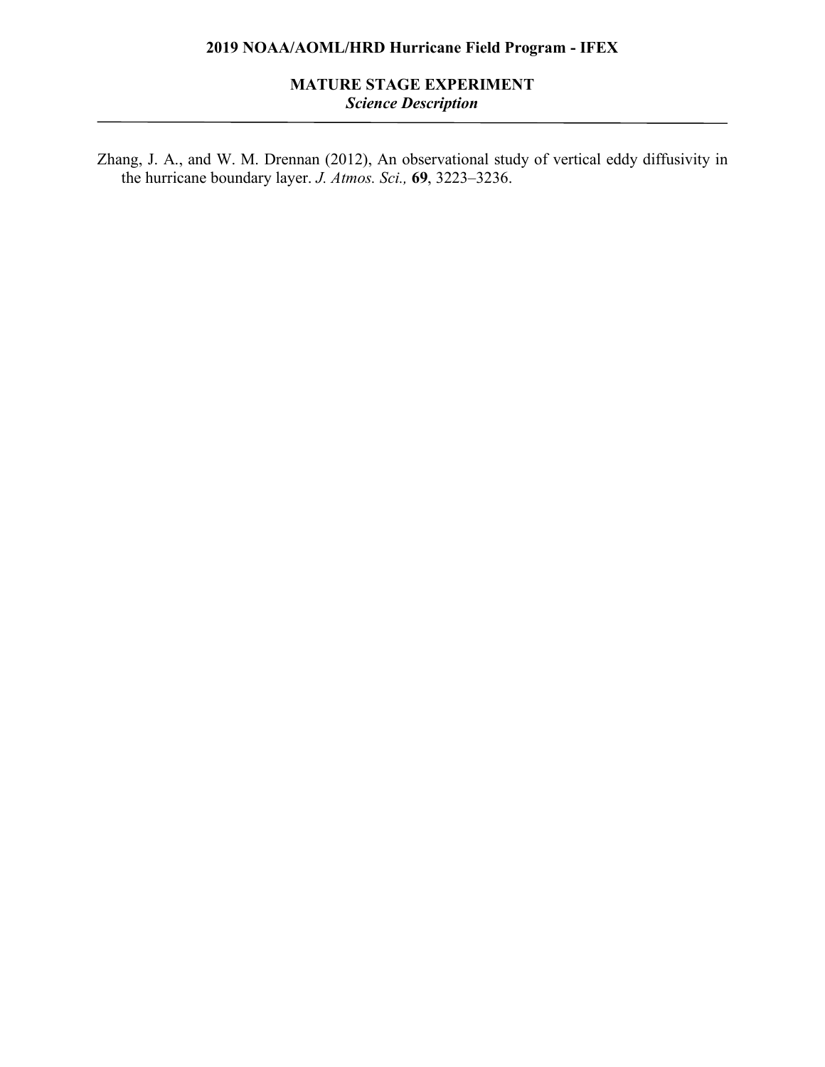Zhang, J. A., and W. M. Drennan (2012), An observational study of vertical eddy diffusivity in the hurricane boundary layer. *J. Atmos. Sci.,* **69**, 3223–3236.